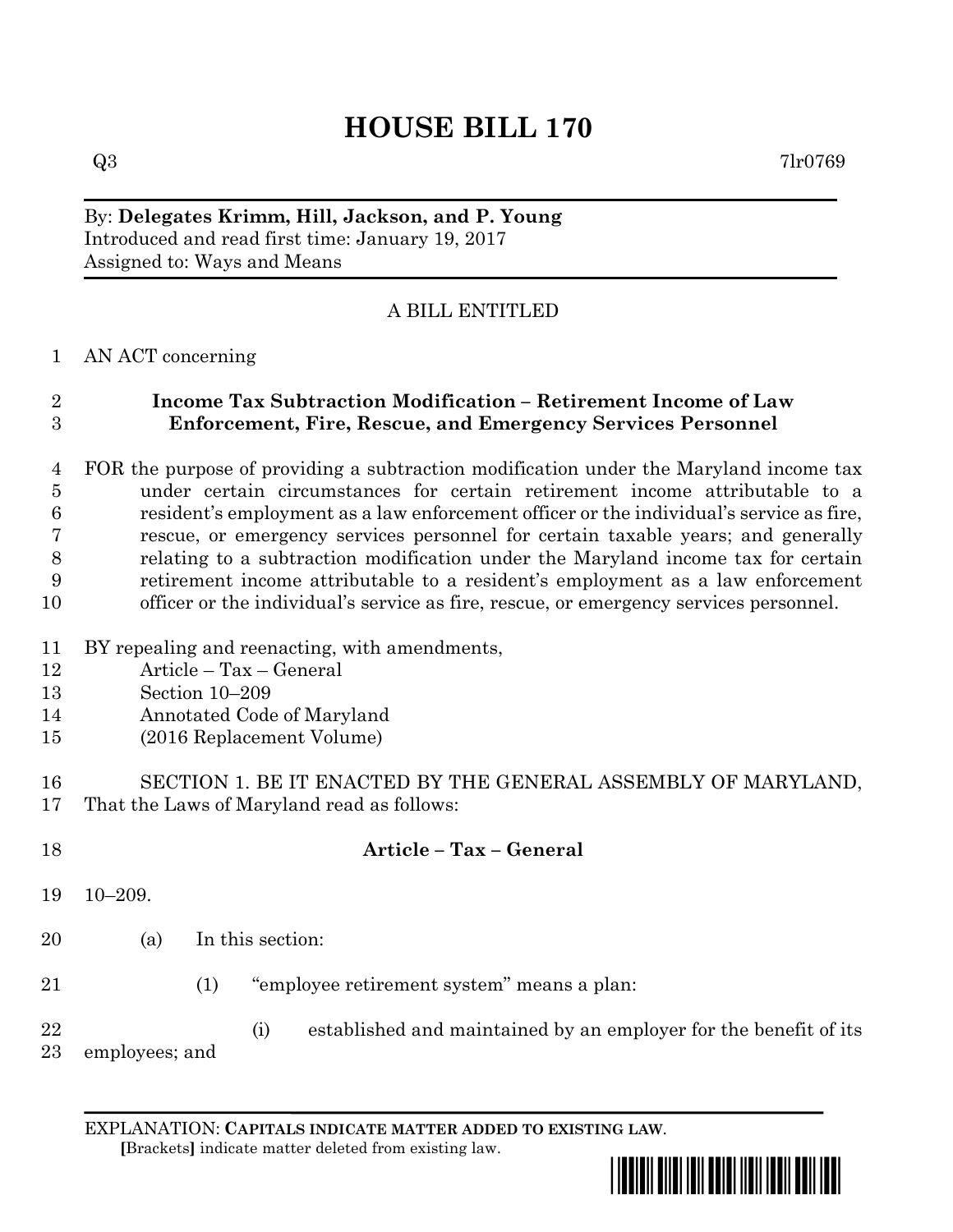# HOUSE BILL 170

Q3 7lr0769

By: **Delegates Krimm, Hill, Jackson, and P. Young**
Introduced and read first time: January 19, 2017
Assigned to: Ways and Means

A BILL ENTITLED

AN ACT concerning

**Income Tax Subtraction Modification – Retirement Income of Law Enforcement, Fire, Rescue, and Emergency Services Personnel**

FOR the purpose of providing a subtraction modification under the Maryland income tax under certain circumstances for certain retirement income attributable to a resident's employment as a law enforcement officer or the individual's service as fire, rescue, or emergency services personnel for certain taxable years; and generally relating to a subtraction modification under the Maryland income tax for certain retirement income attributable to a resident's employment as a law enforcement officer or the individual's service as fire, rescue, or emergency services personnel.

BY repealing and reenacting, with amendments,
Article – Tax – General
Section 10–209
Annotated Code of Maryland
(2016 Replacement Volume)

SECTION 1. BE IT ENACTED BY THE GENERAL ASSEMBLY OF MARYLAND, That the Laws of Maryland read as follows:

**Article – Tax – General**

10–209.

(a) In this section:

(1) "employee retirement system" means a plan:

(i) established and maintained by an employer for the benefit of its employees; and

EXPLANATION: **CAPITALS INDICATE MATTER ADDED TO EXISTING LAW.**
**[**Brackets**]** indicate matter deleted from existing law.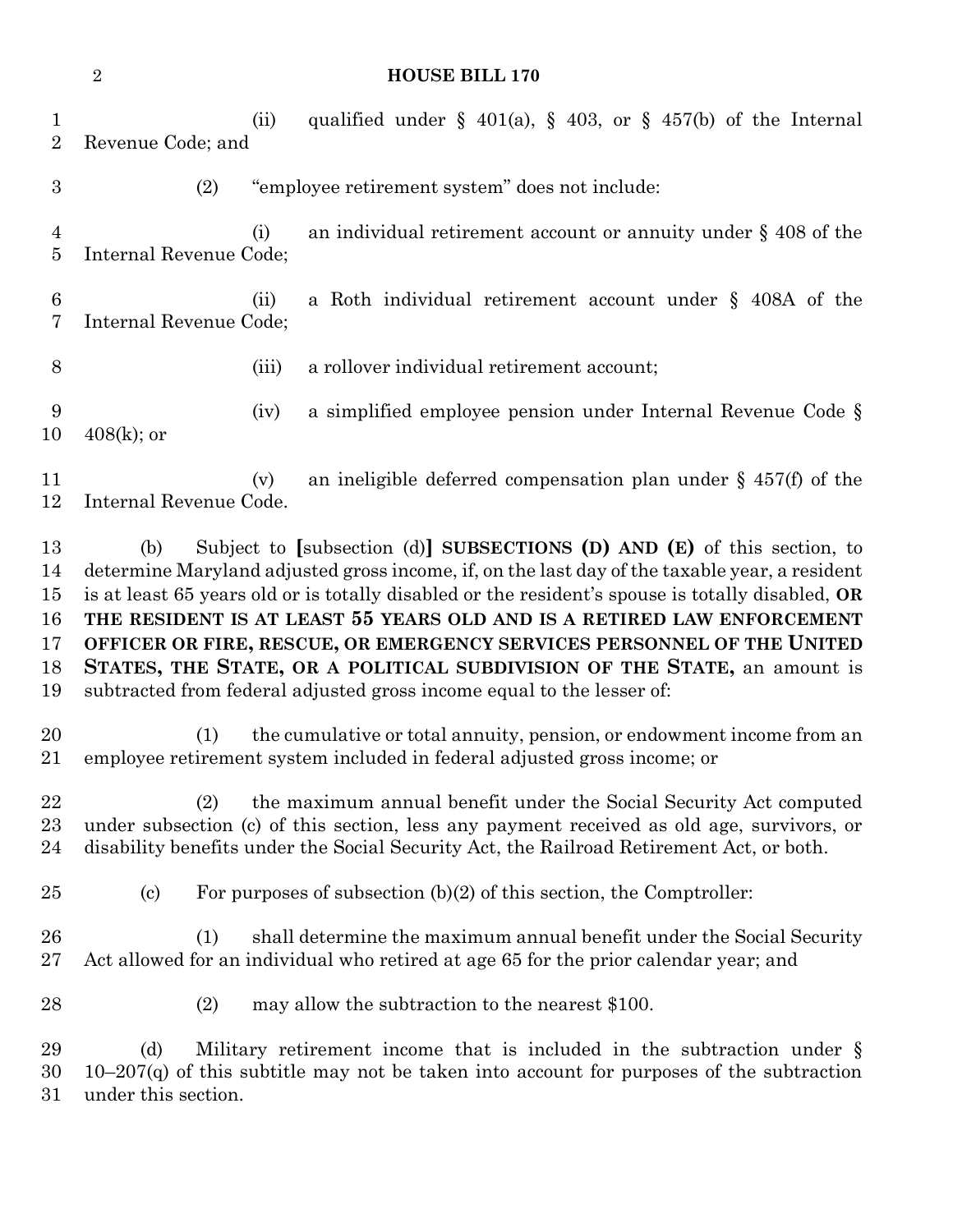(ii) qualified under § 401(a), § 403, or § 457(b) of the Internal Revenue Code; and

(2) "employee retirement system" does not include:

(i) an individual retirement account or annuity under § 408 of the Internal Revenue Code;

(ii) a Roth individual retirement account under § 408A of the Internal Revenue Code;

(iii) a rollover individual retirement account;

(iv) a simplified employee pension under Internal Revenue Code § 408(k); or

(v) an ineligible deferred compensation plan under § 457(f) of the Internal Revenue Code.

(b) Subject to [subsection (d)] **SUBSECTIONS (D) AND (E)** of this section, to determine Maryland adjusted gross income, if, on the last day of the taxable year, a resident is at least 65 years old or is totally disabled or the resident's spouse is totally disabled, **OR THE RESIDENT IS AT LEAST 55 YEARS OLD AND IS A RETIRED LAW ENFORCEMENT OFFICER OR FIRE, RESCUE, OR EMERGENCY SERVICES PERSONNEL OF THE UNITED STATES, THE STATE, OR A POLITICAL SUBDIVISION OF THE STATE,** an amount is subtracted from federal adjusted gross income equal to the lesser of:

(1) the cumulative or total annuity, pension, or endowment income from an employee retirement system included in federal adjusted gross income; or

(2) the maximum annual benefit under the Social Security Act computed under subsection (c) of this section, less any payment received as old age, survivors, or disability benefits under the Social Security Act, the Railroad Retirement Act, or both.

(c) For purposes of subsection (b)(2) of this section, the Comptroller:

(1) shall determine the maximum annual benefit under the Social Security Act allowed for an individual who retired at age 65 for the prior calendar year; and

(2) may allow the subtraction to the nearest $100.

(d) Military retirement income that is included in the subtraction under § 10–207(q) of this subtitle may not be taken into account for purposes of the subtraction under this section.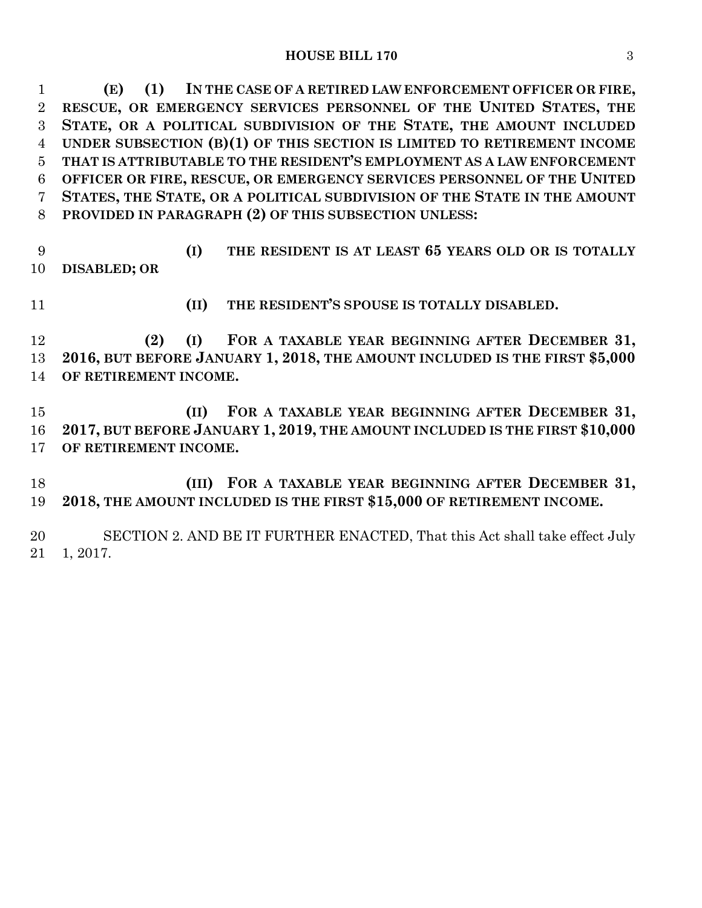**(E) (1) IN THE CASE OF A RETIRED LAW ENFORCEMENT OFFICER OR FIRE, RESCUE, OR EMERGENCY SERVICES PERSONNEL OF THE UNITED STATES, THE STATE, OR A POLITICAL SUBDIVISION OF THE STATE, THE AMOUNT INCLUDED UNDER SUBSECTION (B)(1) OF THIS SECTION IS LIMITED TO RETIREMENT INCOME THAT IS ATTRIBUTABLE TO THE RESIDENT'S EMPLOYMENT AS A LAW ENFORCEMENT OFFICER OR FIRE, RESCUE, OR EMERGENCY SERVICES PERSONNEL OF THE UNITED STATES, THE STATE, OR A POLITICAL SUBDIVISION OF THE STATE IN THE AMOUNT PROVIDED IN PARAGRAPH (2) OF THIS SUBSECTION UNLESS:**

**(I) THE RESIDENT IS AT LEAST 65 YEARS OLD OR IS TOTALLY DISABLED; OR**

**(II) THE RESIDENT'S SPOUSE IS TOTALLY DISABLED.**

**(2) (I) FOR A TAXABLE YEAR BEGINNING AFTER DECEMBER 31, 2016, BUT BEFORE JANUARY 1, 2018, THE AMOUNT INCLUDED IS THE FIRST $5,000 OF RETIREMENT INCOME.**

**(II) FOR A TAXABLE YEAR BEGINNING AFTER DECEMBER 31, 2017, BUT BEFORE JANUARY 1, 2019, THE AMOUNT INCLUDED IS THE FIRST $10,000 OF RETIREMENT INCOME.**

**(III) FOR A TAXABLE YEAR BEGINNING AFTER DECEMBER 31, 2018, THE AMOUNT INCLUDED IS THE FIRST $15,000 OF RETIREMENT INCOME.**

SECTION 2. AND BE IT FURTHER ENACTED, That this Act shall take effect July 1, 2017.